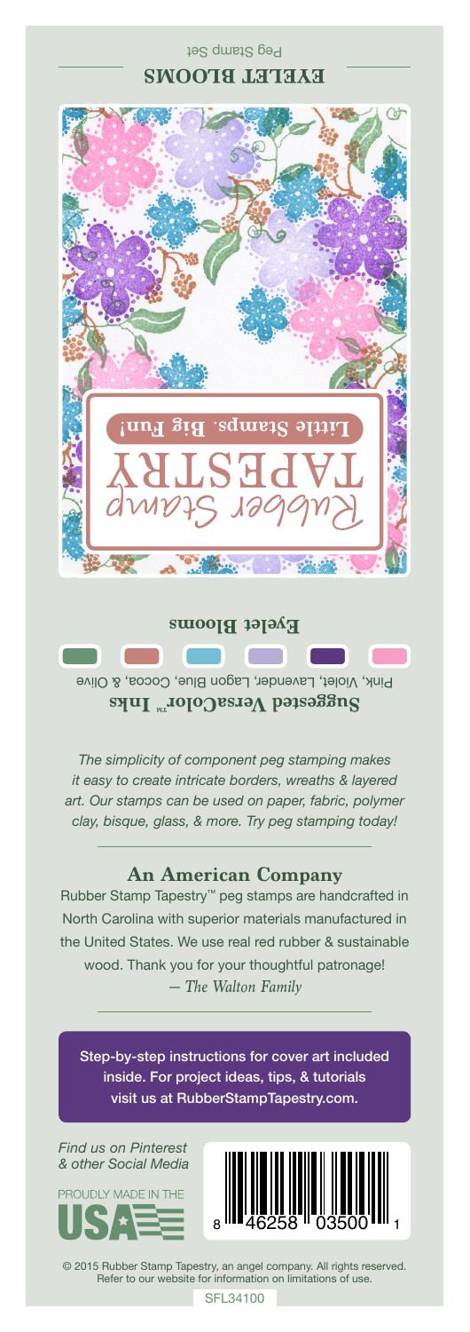# EYELET BLOOMS

Peg Stamp Set

Rubber Stamp TAPESTRY

Little Stamps. Big Fun!

**Eyelet Blooms**

**Suggested VersaColor™ Inks**

Pink, Violet, Lavender, Lagon Blue, Cocoa, & Olive

*The simplicity of component peg stamping makes it easy to create intricate borders, wreaths & layered art. Our stamps can be used on paper, fabric, polymer clay, bisque, glass, & more. Try peg stamping today!*

## An American Company

Rubber Stamp Tapestry™ peg stamps are handcrafted in North Carolina with superior materials manufactured in the United States. We use real red rubber & sustainable wood. Thank you for your thoughtful patronage!

*— The Walton Family*

Step-by-step instructions for cover art included inside. For project ideas, tips, & tutorials visit us at RubberStampTapestry.com.

*Find us on Pinterest & other Social Media*

PROUDLY MADE IN THE USA

8 46258 03500 1

© 2015 Rubber Stamp Tapestry, an angel company. All rights reserved. Refer to our website for information on limitations of use.

SFL34100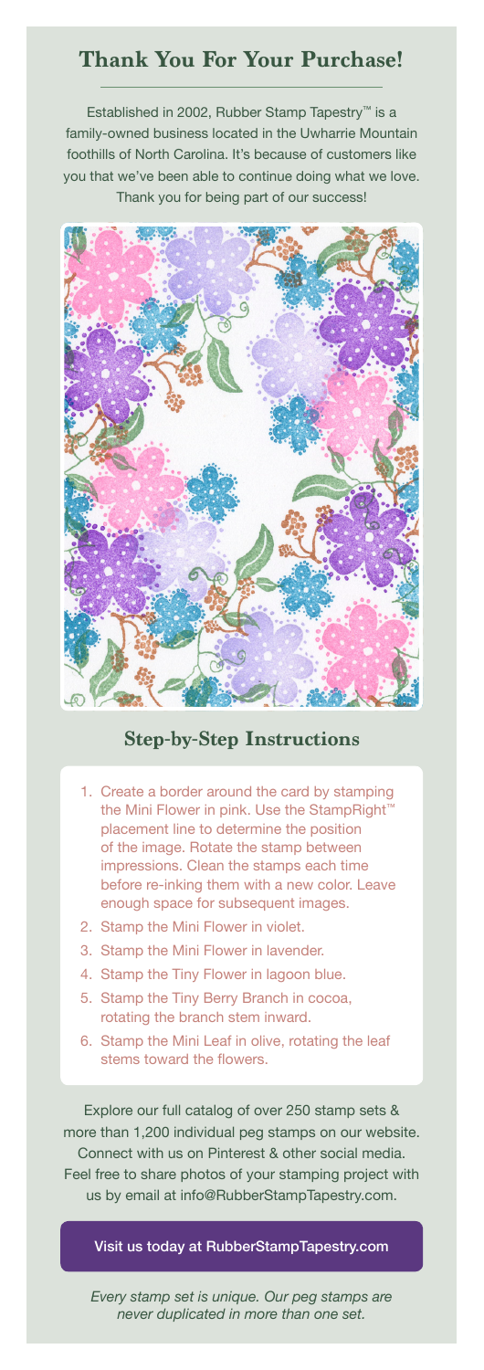## Thank You For Your Purchase!

Established in 2002, Rubber Stamp Tapestry™ is a family-owned business located in the Uwharrie Mountain foothills of North Carolina. It's because of customers like you that we've been able to continue doing what we love. Thank you for being part of our success!

## Step-by-Step Instructions

1. Create a border around the card by stamping the Mini Flower in pink. Use the StampRight™ placement line to determine the position of the image. Rotate the stamp between impressions. Clean the stamps each time before re-inking them with a new color. Leave enough space for subsequent images.
2. Stamp the Mini Flower in violet.
3. Stamp the Mini Flower in lavender.
4. Stamp the Tiny Flower in lagoon blue.
5. Stamp the Tiny Berry Branch in cocoa, rotating the branch stem inward.
6. Stamp the Mini Leaf in olive, rotating the leaf stems toward the flowers.

Explore our full catalog of over 250 stamp sets & more than 1,200 individual peg stamps on our website. Connect with us on Pinterest & other social media. Feel free to share photos of your stamping project with us by email at info@RubberStampTapestry.com.

**Visit us today at RubberStampTapestry.com**

*Every stamp set is unique. Our peg stamps are never duplicated in more than one set.*